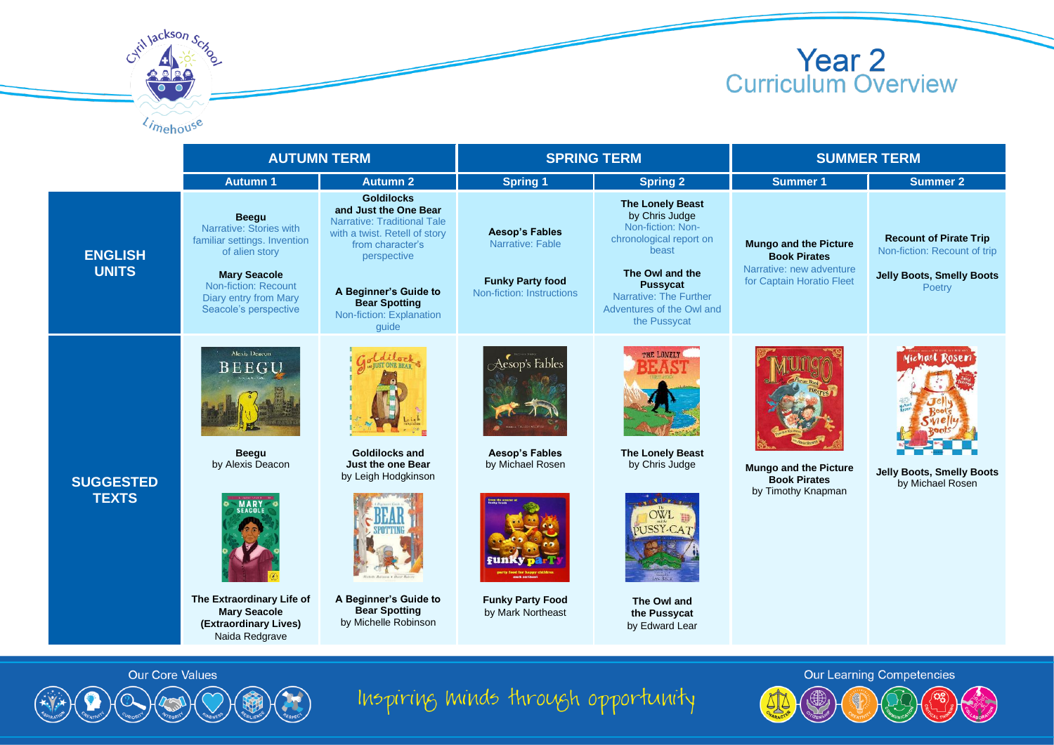# Year 2 Curriculum Overview

Cyril Jackson School, Limehouse

| | AUTUMN TERM | | SPRING TERM | | SUMMER TERM | |
|---|---|---|---|---|---|---|
| | Autumn 1 | Autumn 2 | Spring 1 | Spring 2 | Summer 1 | Summer 2 |
| **ENGLISH UNITS** | **Beegu** Narrative: Stories with familiar settings. Invention of alien story<br><br>**Mary Seacole** Non-fiction: Recount Diary entry from Mary Seacole's perspective | **Goldilocks and Just the One Bear** Narrative: Traditional Tale with a twist. Retell of story from character's perspective<br><br>**A Beginner's Guide to Bear Spotting** Non-fiction: Explanation guide | **Aesop's Fables** Narrative: Fable<br><br>**Funky Party food** Non-fiction: Instructions | **The Lonely Beast** by Chris Judge Non-fiction: Non-chronological report on beast<br><br>**The Owl and the Pussycat** Narrative: The Further Adventures of the Owl and the Pussycat | **Mungo and the Picture Book Pirates** Narrative: new adventure for Captain Horatio Fleet | **Recount of Pirate Trip** Non-fiction: Recount of trip<br><br>**Jelly Boots, Smelly Boots** Poetry |
| **SUGGESTED TEXTS** | **Beegu** by Alexis Deacon<br><br>**The Extraordinary Life of Mary Seacole (Extraordinary Lives)** Naida Redgrave | **Goldilocks and Just the one Bear** by Leigh Hodgkinson<br><br>**A Beginner's Guide to Bear Spotting** by Michelle Robinson | **Aesop's Fables** by Michael Rosen<br><br>**Funky Party Food** by Mark Northeast | **The Lonely Beast** by Chris Judge<br><br>**The Owl and the Pussycat** by Edward Lear | **Mungo and the Picture Book Pirates** by Timothy Knapman | **Jelly Boots, Smelly Boots** by Michael Rosen |

Our Core Values: Aspiration, Creativity, Curiosity, Integrity, Kindness, Resilience, Respect

Inspiring minds through opportunity

Our Learning Competencies: Character, Citizenship, Creativity, Communication, Critical Thinking, Collaboration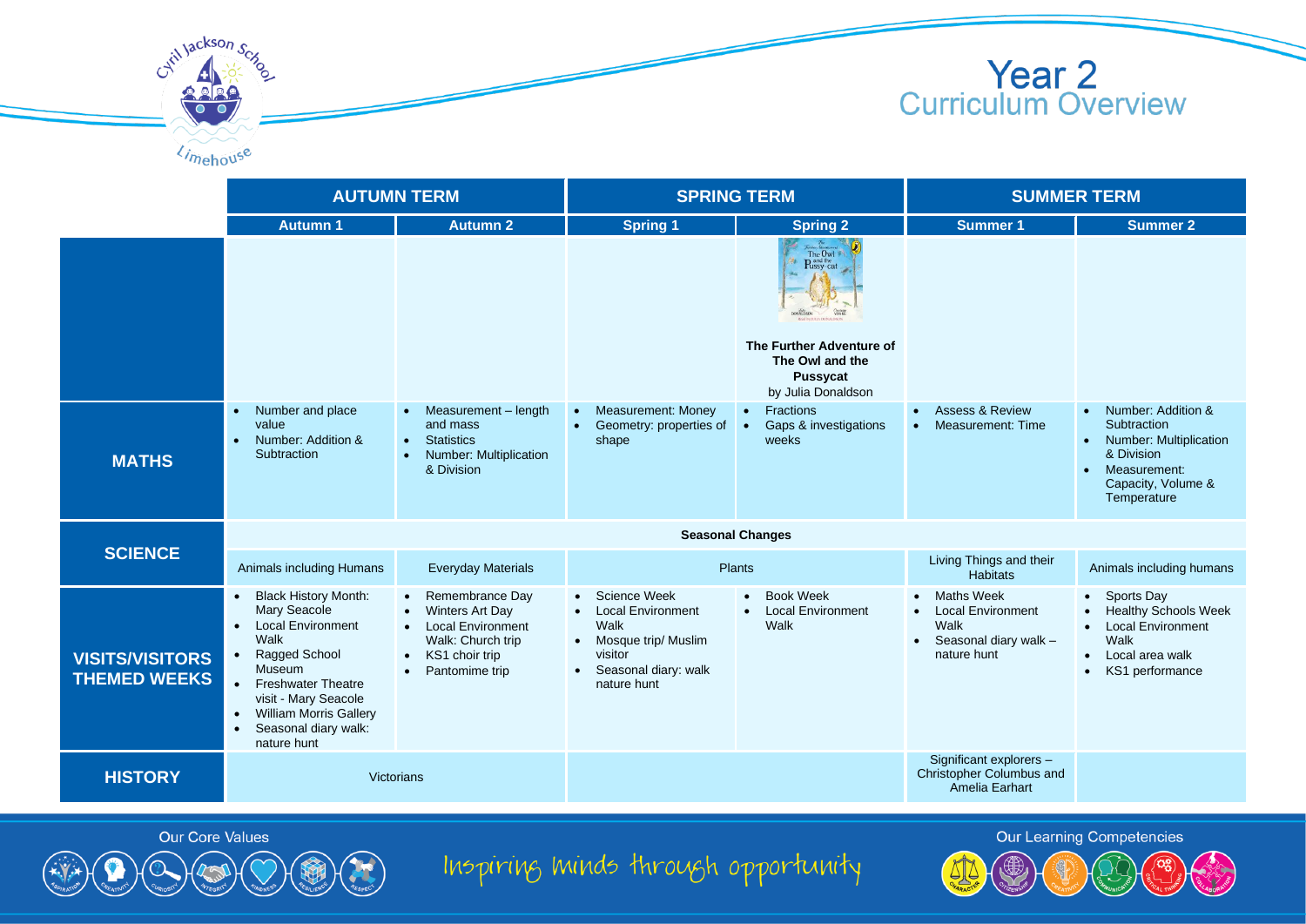# Year 2 Curriculum Overview

| | AUTUMN TERM | | SPRING TERM | | SUMMER TERM | |
|---|---|---|---|---|---|---|
| | **Autumn 1** | **Autumn 2** | **Spring 1** | **Spring 2** | **Summer 1** | **Summer 2** |
| | | | | **The Further Adventure of The Owl and the Pussycat** by Julia Donaldson | | |
| **MATHS** | • Number and place value<br>• Number: Addition & Subtraction | • Measurement – length and mass<br>• Statistics<br>• Number: Multiplication & Division | • Measurement: Money<br>• Geometry: properties of shape | • Fractions<br>• Gaps & investigations weeks | • Assess & Review<br>• Measurement: Time | • Number: Addition & Subtraction<br>• Number: Multiplication & Division<br>• Measurement: Capacity, Volume & Temperature |
| **SCIENCE** | **Seasonal Changes** | | | | | |
| | Animals including Humans | Everyday Materials | Plants | | Living Things and their Habitats | Animals including humans |
| **VISITS/VISITORS THEMED WEEKS** | • Black History Month: Mary Seacole<br>• Local Environment Walk<br>• Ragged School Museum<br>• Freshwater Theatre visit - Mary Seacole<br>• William Morris Gallery<br>• Seasonal diary walk: nature hunt | • Remembrance Day<br>• Winters Art Day<br>• Local Environment Walk: Church trip<br>• KS1 choir trip<br>• Pantomime trip | • Science Week<br>• Local Environment Walk<br>• Mosque trip/ Muslim visitor<br>• Seasonal diary: walk nature hunt | • Book Week<br>• Local Environment Walk | • Maths Week<br>• Local Environment Walk<br>• Seasonal diary walk – nature hunt | • Sports Day<br>• Healthy Schools Week<br>• Local Environment Walk<br>• Local area walk<br>• KS1 performance |
| **HISTORY** | Victorians | | | | Significant explorers – Christopher Columbus and Amelia Earhart | |

Our Core Values: Aspiration, Creativity, Curiosity, Integrity, Kindness, Resilience, Respect

Inspiring minds through opportunity

Our Learning Competencies: Character, Citizenship, Creativity, Communication, Critical Thinking, Collaboration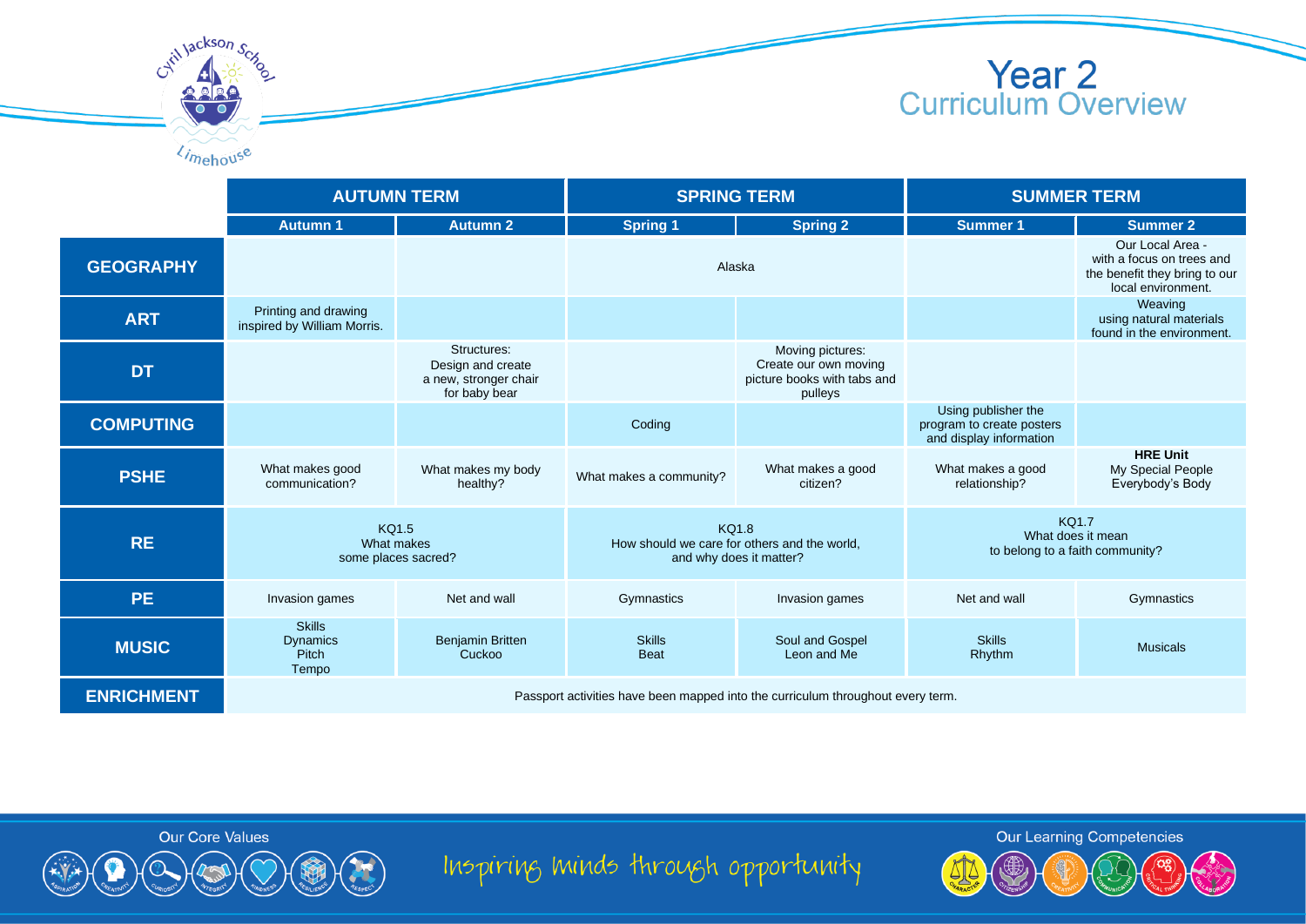# Year 2
## Curriculum Overview

| | AUTUMN TERM | | SPRING TERM | | SUMMER TERM | |
|---|---|---|---|---|---|---|
| | **Autumn 1** | **Autumn 2** | **Spring 1** | **Spring 2** | **Summer 1** | **Summer 2** |
| **GEOGRAPHY** | | | Alaska | | | Our Local Area - with a focus on trees and the benefit they bring to our local environment. |
| **ART** | Printing and drawing inspired by William Morris. | | | | | Weaving using natural materials found in the environment. |
| **DT** | | Structures: Design and create a new, stronger chair for baby bear | | Moving pictures: Create our own moving picture books with tabs and pulleys | | |
| **COMPUTING** | | | Coding | | Using publisher the program to create posters and display information | |
| **PSHE** | What makes good communication? | What makes my body healthy? | What makes a community? | What makes a good citizen? | What makes a good relationship? | **HRE Unit** My Special People Everybody's Body |
| **RE** | KQ1.5 What makes some places sacred? | | KQ1.8 How should we care for others and the world, and why does it matter? | | KQ1.7 What does it mean to belong to a faith community? | |
| **PE** | Invasion games | Net and wall | Gymnastics | Invasion games | Net and wall | Gymnastics |
| **MUSIC** | Skills Dynamics Pitch Tempo | Benjamin Britten Cuckoo | Skills Beat | Soul and Gospel Leon and Me | Skills Rhythm | Musicals |
| **ENRICHMENT** | Passport activities have been mapped into the curriculum throughout every term. | | | | | |

Our Core Values

Inspiring minds through opportunity

Our Learning Competencies